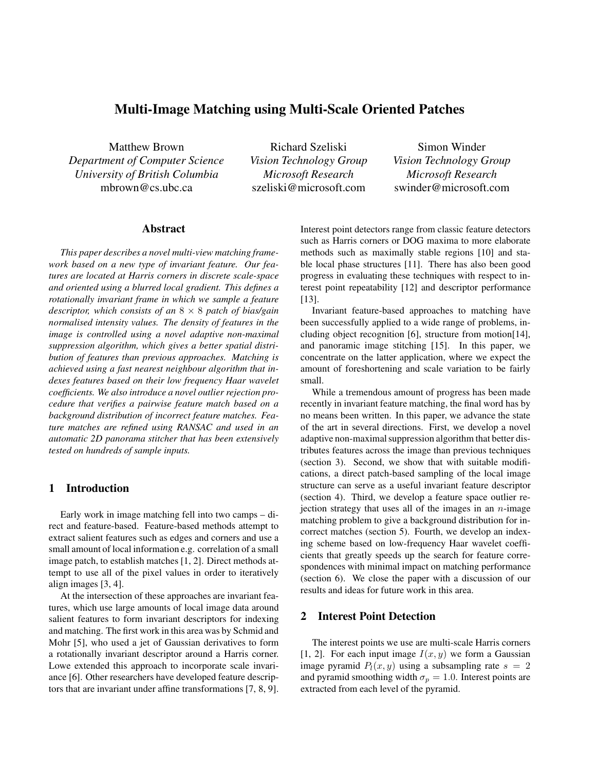# Multi-Image Matching using Multi-Scale Oriented Patches

Matthew Brown
*Department of Computer Science*
*University of British Columbia*
mbrown@cs.ubc.ca

Richard Szeliski
*Vision Technology Group*
*Microsoft Research*
szeliski@microsoft.com

Simon Winder
*Vision Technology Group*
*Microsoft Research*
swinder@microsoft.com

## Abstract

*This paper describes a novel multi-view matching framework based on a new type of invariant feature. Our features are located at Harris corners in discrete scale-space and oriented using a blurred local gradient. This defines a rotationally invariant frame in which we sample a feature descriptor, which consists of an $8 \times 8$ patch of bias/gain normalised intensity values. The density of features in the image is controlled using a novel adaptive non-maximal suppression algorithm, which gives a better spatial distribution of features than previous approaches. Matching is achieved using a fast nearest neighbour algorithm that indexes features based on their low frequency Haar wavelet coefficients. We also introduce a novel outlier rejection procedure that verifies a pairwise feature match based on a background distribution of incorrect feature matches. Feature matches are refined using RANSAC and used in an automatic 2D panorama stitcher that has been extensively tested on hundreds of sample inputs.*

## 1 Introduction

Early work in image matching fell into two camps – direct and feature-based. Feature-based methods attempt to extract salient features such as edges and corners and use a small amount of local information e.g. correlation of a small image patch, to establish matches [1, 2]. Direct methods attempt to use all of the pixel values in order to iteratively align images [3, 4].

At the intersection of these approaches are invariant features, which use large amounts of local image data around salient features to form invariant descriptors for indexing and matching. The first work in this area was by Schmid and Mohr [5], who used a jet of Gaussian derivatives to form a rotationally invariant descriptor around a Harris corner. Lowe extended this approach to incorporate scale invariance [6]. Other researchers have developed feature descriptors that are invariant under affine transformations [7, 8, 9]. Interest point detectors range from classic feature detectors such as Harris corners or DOG maxima to more elaborate methods such as maximally stable regions [10] and stable local phase structures [11]. There has also been good progress in evaluating these techniques with respect to interest point repeatability [12] and descriptor performance [13].

Invariant feature-based approaches to matching have been successfully applied to a wide range of problems, including object recognition [6], structure from motion[14], and panoramic image stitching [15]. In this paper, we concentrate on the latter application, where we expect the amount of foreshortening and scale variation to be fairly small.

While a tremendous amount of progress has been made recently in invariant feature matching, the final word has by no means been written. In this paper, we advance the state of the art in several directions. First, we develop a novel adaptive non-maximal suppression algorithm that better distributes features across the image than previous techniques (section 3). Second, we show that with suitable modifications, a direct patch-based sampling of the local image structure can serve as a useful invariant feature descriptor (section 4). Third, we develop a feature space outlier rejection strategy that uses all of the images in an $n$-image matching problem to give a background distribution for incorrect matches (section 5). Fourth, we develop an indexing scheme based on low-frequency Haar wavelet coefficients that greatly speeds up the search for feature correspondences with minimal impact on matching performance (section 6). We close the paper with a discussion of our results and ideas for future work in this area.

## 2 Interest Point Detection

The interest points we use are multi-scale Harris corners [1, 2]. For each input image $I(x, y)$ we form a Gaussian image pyramid $P_l(x, y)$ using a subsampling rate $s = 2$ and pyramid smoothing width $\sigma_p = 1.0$. Interest points are extracted from each level of the pyramid.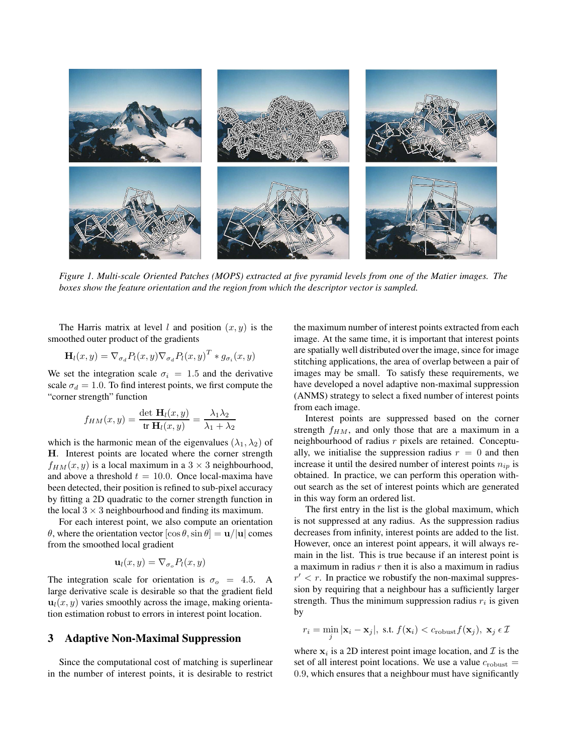*Figure 1. Multi-scale Oriented Patches (MOPS) extracted at five pyramid levels from one of the Matier images. The boxes show the feature orientation and the region from which the descriptor vector is sampled.*

The Harris matrix at level $l$ and position $(x, y)$ is the smoothed outer product of the gradients

$$\mathbf{H}_l(x, y) = \nabla_{\sigma_d} P_l(x, y) \nabla_{\sigma_d} P_l(x, y)^T * g_{\sigma_i}(x, y)$$

We set the integration scale $\sigma_i = 1.5$ and the derivative scale $\sigma_d = 1.0$. To find interest points, we first compute the "corner strength" function

$$f_{HM}(x, y) = \frac{\det \mathbf{H}_l(x, y)}{\text{tr } \mathbf{H}_l(x, y)} = \frac{\lambda_1 \lambda_2}{\lambda_1 + \lambda_2}$$

which is the harmonic mean of the eigenvalues $(\lambda_1, \lambda_2)$ of $\mathbf{H}$. Interest points are located where the corner strength $f_{HM}(x, y)$ is a local maximum in a $3 \times 3$ neighbourhood, and above a threshold $t = 10.0$. Once local-maxima have been detected, their position is refined to sub-pixel accuracy by fitting a 2D quadratic to the corner strength function in the local $3 \times 3$ neighbourhood and finding its maximum.

For each interest point, we also compute an orientation $\theta$, where the orientation vector $[\cos \theta, \sin \theta] = \mathbf{u}/|\mathbf{u}|$ comes from the smoothed local gradient

$$\mathbf{u}_l(x, y) = \nabla_{\sigma_o} P_l(x, y)$$

The integration scale for orientation is $\sigma_o = 4.5$. A large derivative scale is desirable so that the gradient field $\mathbf{u}_l(x, y)$ varies smoothly across the image, making orientation estimation robust to errors in interest point location.

## 3 Adaptive Non-Maximal Suppression

Since the computational cost of matching is superlinear in the number of interest points, it is desirable to restrict the maximum number of interest points extracted from each image. At the same time, it is important that interest points are spatially well distributed over the image, since for image stitching applications, the area of overlap between a pair of images may be small. To satisfy these requirements, we have developed a novel adaptive non-maximal suppression (ANMS) strategy to select a fixed number of interest points from each image.

Interest points are suppressed based on the corner strength $f_{HM}$, and only those that are a maximum in a neighbourhood of radius $r$ pixels are retained. Conceptually, we initialise the suppression radius $r = 0$ and then increase it until the desired number of interest points $n_{ip}$ is obtained. In practice, we can perform this operation without search as the set of interest points which are generated in this way form an ordered list.

The first entry in the list is the global maximum, which is not suppressed at any radius. As the suppression radius decreases from infinity, interest points are added to the list. However, once an interest point appears, it will always remain in the list. This is true because if an interest point is a maximum in radius $r$ then it is also a maximum in radius $r' < r$. In practice we robustify the non-maximal suppression by requiring that a neighbour has a sufficiently larger strength. Thus the minimum suppression radius $r_i$ is given by

$$r_i = \min_j |\mathbf{x}_i - \mathbf{x}_j|, \text{ s.t. } f(\mathbf{x}_i) < c_{\text{robust}} f(\mathbf{x}_j), \ \mathbf{x}_j \, \epsilon \, \mathcal{I}$$

where $\mathbf{x}_i$ is a 2D interest point image location, and $\mathcal{I}$ is the set of all interest point locations. We use a value $c_{\text{robust}} = 0.9$, which ensures that a neighbour must have significantly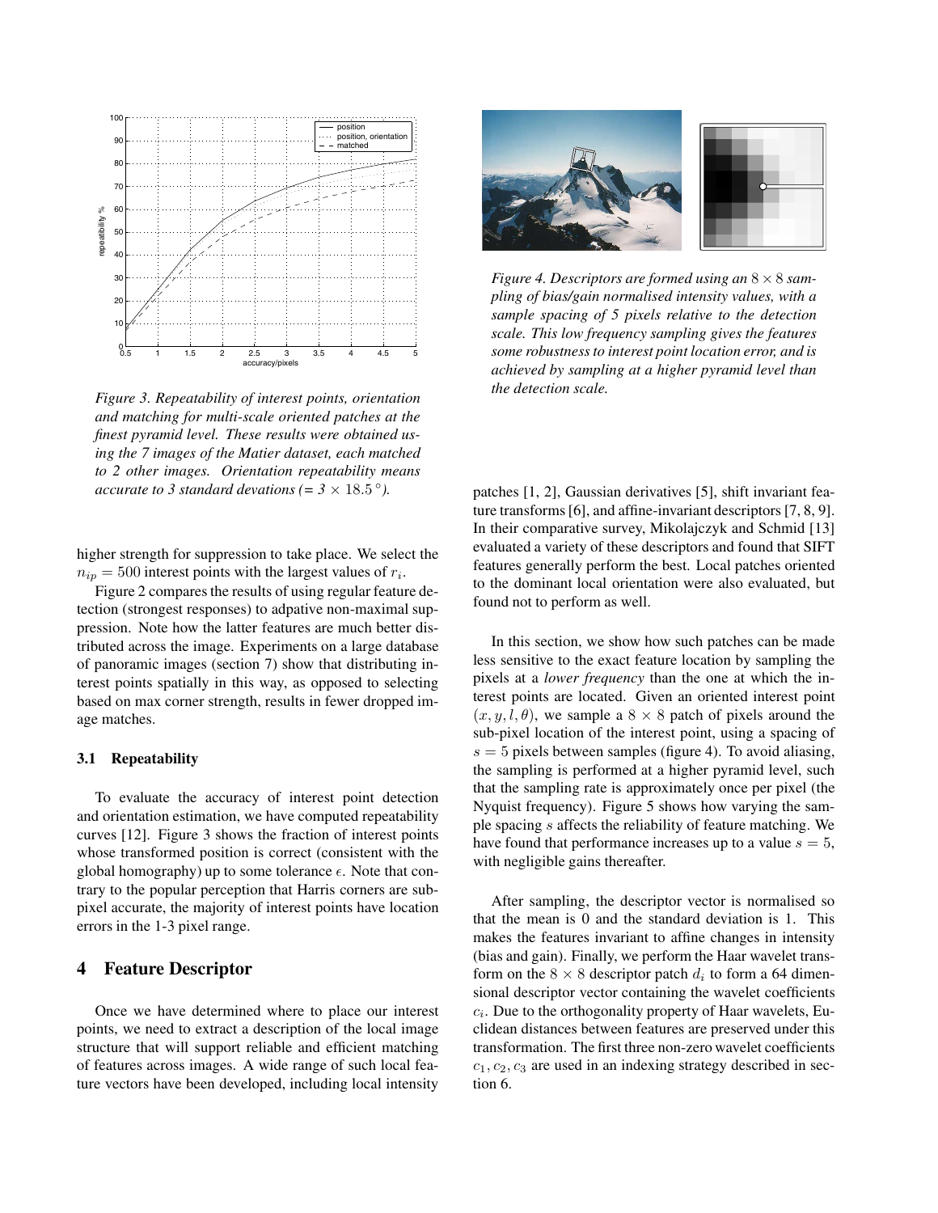*Figure 3. Repeatability of interest points, orientation and matching for multi-scale oriented patches at the finest pyramid level. These results were obtained using the 7 images of the Matier dataset, each matched to 2 other images. Orientation repeatability means accurate to 3 standard devations (= $3 \times 18.5^\circ$).*

higher strength for suppression to take place. We select the $n_{ip} = 500$ interest points with the largest values of $r_i$.

Figure 2 compares the results of using regular feature detection (strongest responses) to adpative non-maximal suppression. Note how the latter features are much better distributed across the image. Experiments on a large database of panoramic images (section 7) show that distributing interest points spatially in this way, as opposed to selecting based on max corner strength, results in fewer dropped image matches.

### 3.1 Repeatability

To evaluate the accuracy of interest point detection and orientation estimation, we have computed repeatability curves [12]. Figure 3 shows the fraction of interest points whose transformed position is correct (consistent with the global homography) up to some tolerance $\epsilon$. Note that contrary to the popular perception that Harris corners are sub-pixel accurate, the majority of interest points have location errors in the 1-3 pixel range.

## 4 Feature Descriptor

Once we have determined where to place our interest points, we need to extract a description of the local image structure that will support reliable and efficient matching of features across images. A wide range of such local feature vectors have been developed, including local intensity patches [1, 2], Gaussian derivatives [5], shift invariant feature transforms [6], and affine-invariant descriptors [7, 8, 9]. In their comparative survey, Mikolajczyk and Schmid [13] evaluated a variety of these descriptors and found that SIFT features generally perform the best. Local patches oriented to the dominant local orientation were also evaluated, but found not to perform as well.

*Figure 4. Descriptors are formed using an $8 \times 8$ sampling of bias/gain normalised intensity values, with a sample spacing of 5 pixels relative to the detection scale. This low frequency sampling gives the features some robustness to interest point location error, and is achieved by sampling at a higher pyramid level than the detection scale.*

In this section, we show how such patches can be made less sensitive to the exact feature location by sampling the pixels at a *lower frequency* than the one at which the interest points are located. Given an oriented interest point $(x, y, l, \theta)$, we sample a $8 \times 8$ patch of pixels around the sub-pixel location of the interest point, using a spacing of $s = 5$ pixels between samples (figure 4). To avoid aliasing, the sampling is performed at a higher pyramid level, such that the sampling rate is approximately once per pixel (the Nyquist frequency). Figure 5 shows how varying the sample spacing $s$ affects the reliability of feature matching. We have found that performance increases up to a value $s = 5$, with negligible gains thereafter.

After sampling, the descriptor vector is normalised so that the mean is 0 and the standard deviation is 1. This makes the features invariant to affine changes in intensity (bias and gain). Finally, we perform the Haar wavelet transform on the $8 \times 8$ descriptor patch $d_i$ to form a 64 dimensional descriptor vector containing the wavelet coefficients $c_i$. Due to the orthogonality property of Haar wavelets, Euclidean distances between features are preserved under this transformation. The first three non-zero wavelet coefficients $c_1, c_2, c_3$ are used in an indexing strategy described in section 6.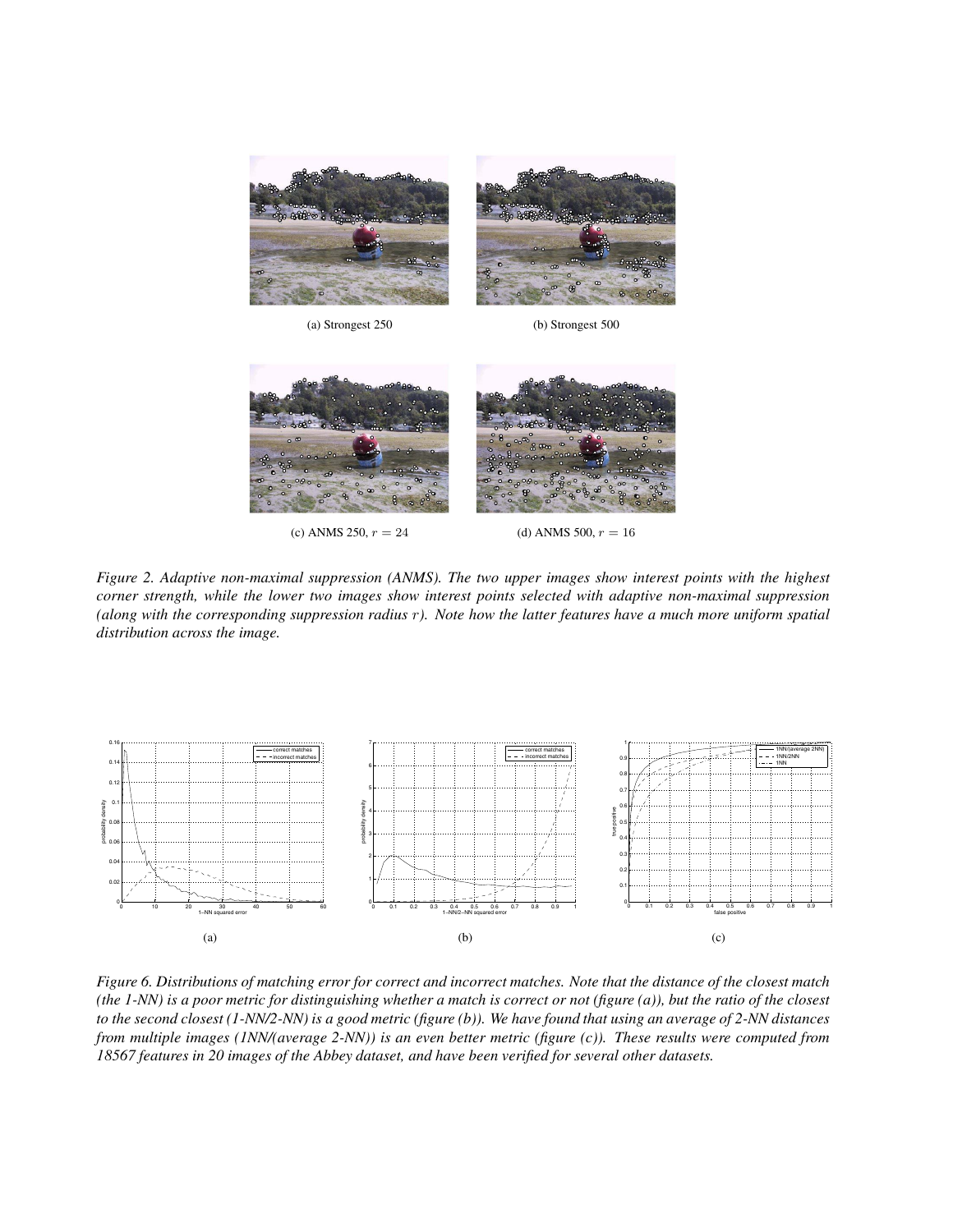(a) Strongest 250

(b) Strongest 500

(c) ANMS 250, $r = 24$

(d) ANMS 500, $r = 16$

*Figure 2. Adaptive non-maximal suppression (ANMS). The two upper images show interest points with the highest corner strength, while the lower two images show interest points selected with adaptive non-maximal suppression (along with the corresponding suppression radius $r$). Note how the latter features have a much more uniform spatial distribution across the image.*

(a)

(b)

(c)

*Figure 6. Distributions of matching error for correct and incorrect matches. Note that the distance of the closest match (the 1-NN) is a poor metric for distinguishing whether a match is correct or not (figure (a)), but the ratio of the closest to the second closest (1-NN/2-NN) is a good metric (figure (b)). We have found that using an average of 2-NN distances from multiple images (1NN/(average 2-NN)) is an even better metric (figure (c)). These results were computed from 18567 features in 20 images of the Abbey dataset, and have been verified for several other datasets.*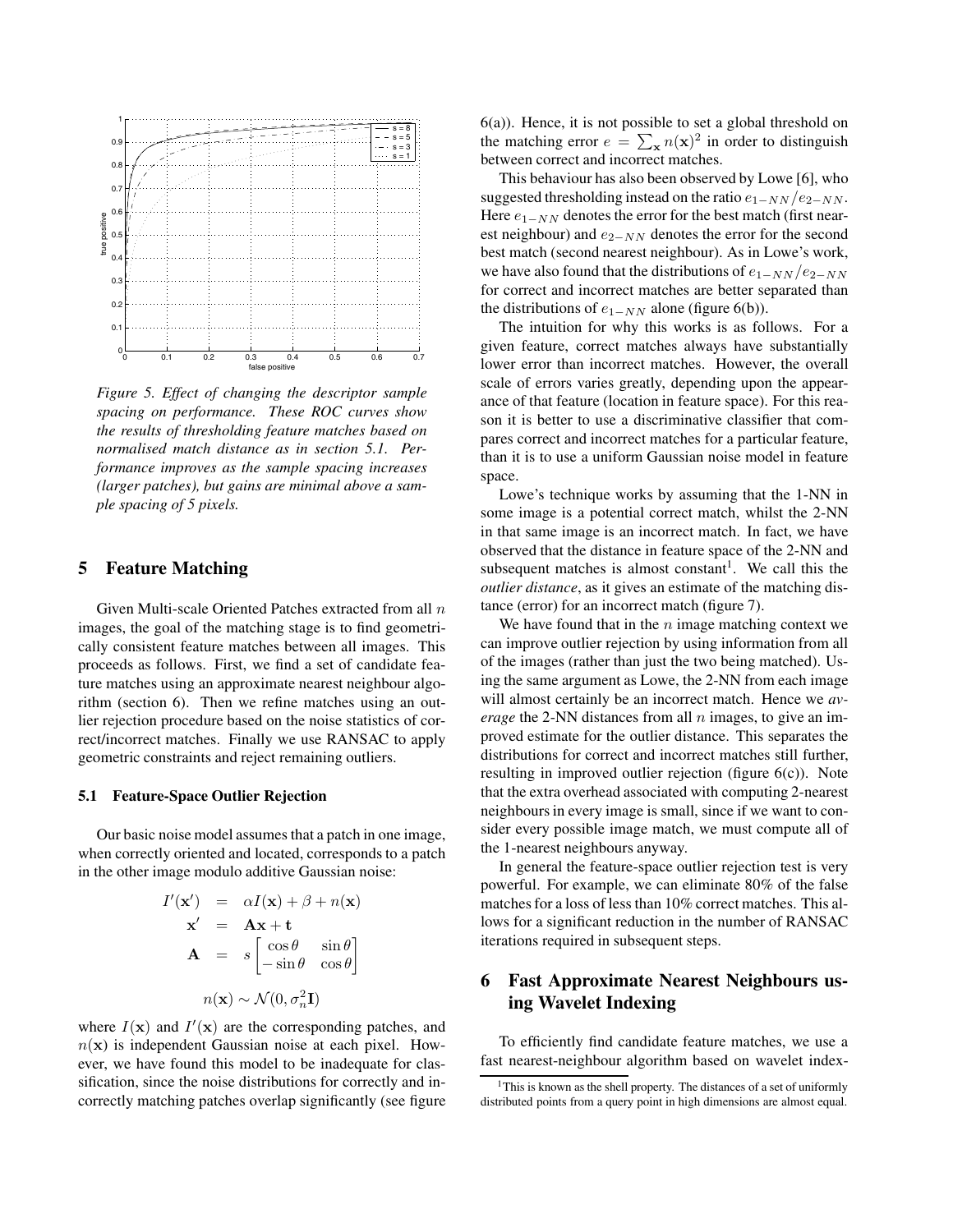*Figure 5. Effect of changing the descriptor sample spacing on performance. These ROC curves show the results of thresholding feature matches based on normalised match distance as in section 5.1. Performance improves as the sample spacing increases (larger patches), but gains are minimal above a sample spacing of 5 pixels.*

## 5 Feature Matching

Given Multi-scale Oriented Patches extracted from all $n$ images, the goal of the matching stage is to find geometrically consistent feature matches between all images. This proceeds as follows. First, we find a set of candidate feature matches using an approximate nearest neighbour algorithm (section 6). Then we refine matches using an outlier rejection procedure based on the noise statistics of correct/incorrect matches. Finally we use RANSAC to apply geometric constraints and reject remaining outliers.

### 5.1 Feature-Space Outlier Rejection

Our basic noise model assumes that a patch in one image, when correctly oriented and located, corresponds to a patch in the other image modulo additive Gaussian noise:

$$
\begin{aligned}
I'(\mathbf{x}') &= \alpha I(\mathbf{x}) + \beta + n(\mathbf{x}) \\
\mathbf{x}' &= \mathbf{A}\mathbf{x} + \mathbf{t} \\
\mathbf{A} &= s \begin{bmatrix} \cos\theta & \sin\theta \\ -\sin\theta & \cos\theta \end{bmatrix}
\end{aligned}
$$

$$
n(\mathbf{x}) \sim \mathcal{N}(0, \sigma_n^2 \mathbf{I})
$$

where $I(\mathbf{x})$ and $I'(\mathbf{x})$ are the corresponding patches, and $n(\mathbf{x})$ is independent Gaussian noise at each pixel. However, we have found this model to be inadequate for classification, since the noise distributions for correctly and incorrectly matching patches overlap significantly (see figure 6(a)). Hence, it is not possible to set a global threshold on the matching error $e = \sum_{\mathbf{x}} n(\mathbf{x})^2$ in order to distinguish between correct and incorrect matches.

This behaviour has also been observed by Lowe [6], who suggested thresholding instead on the ratio $e_{1-NN}/e_{2-NN}$. Here $e_{1-NN}$ denotes the error for the best match (first nearest neighbour) and $e_{2-NN}$ denotes the error for the second best match (second nearest neighbour). As in Lowe's work, we have also found that the distributions of $e_{1-NN}/e_{2-NN}$ for correct and incorrect matches are better separated than the distributions of $e_{1-NN}$ alone (figure 6(b)).

The intuition for why this works is as follows. For a given feature, correct matches always have substantially lower error than incorrect matches. However, the overall scale of errors varies greatly, depending upon the appearance of that feature (location in feature space). For this reason it is better to use a discriminative classifier that compares correct and incorrect matches for a particular feature, than it is to use a uniform Gaussian noise model in feature space.

Lowe's technique works by assuming that the 1-NN in some image is a potential correct match, whilst the 2-NN in that same image is an incorrect match. In fact, we have observed that the distance in feature space of the 2-NN and subsequent matches is almost constant[1]. We call this the *outlier distance*, as it gives an estimate of the matching distance (error) for an incorrect match (figure 7).

We have found that in the $n$ image matching context we can improve outlier rejection by using information from all of the images (rather than just the two being matched). Using the same argument as Lowe, the 2-NN from each image will almost certainly be an incorrect match. Hence we *average* the 2-NN distances from all $n$ images, to give an improved estimate for the outlier distance. This separates the distributions for correct and incorrect matches still further, resulting in improved outlier rejection (figure 6(c)). Note that the extra overhead associated with computing 2-nearest neighbours in every image is small, since if we want to consider every possible image match, we must compute all of the 1-nearest neighbours anyway.

In general the feature-space outlier rejection test is very powerful. For example, we can eliminate 80% of the false matches for a loss of less than 10% correct matches. This allows for a significant reduction in the number of RANSAC iterations required in subsequent steps.

## 6 Fast Approximate Nearest Neighbours using Wavelet Indexing

To efficiently find candidate feature matches, we use a fast nearest-neighbour algorithm based on wavelet index-

[1] This is known as the shell property. The distances of a set of uniformly distributed points from a query point in high dimensions are almost equal.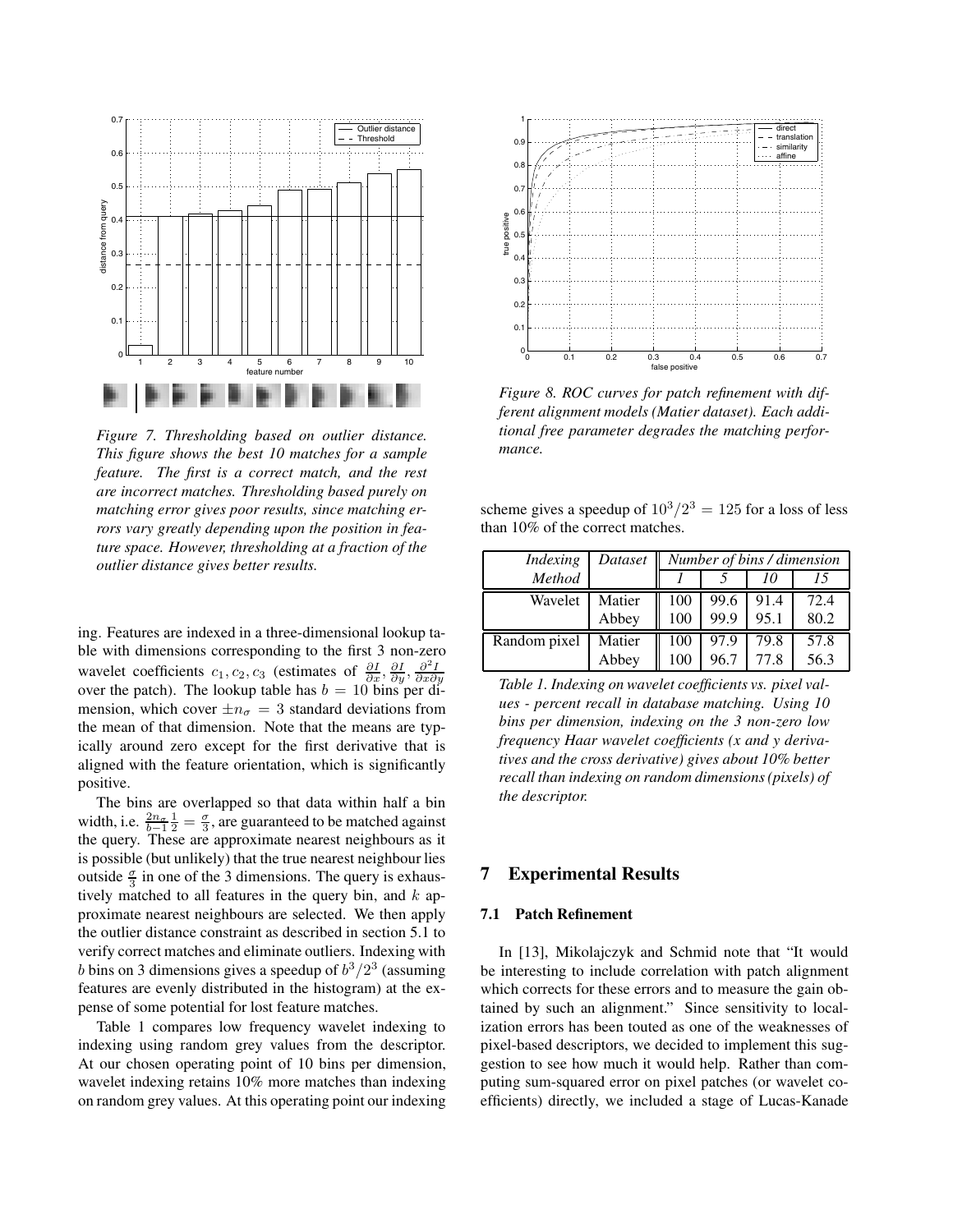Figure 7. Thresholding based on outlier distance. This figure shows the best 10 matches for a sample feature. The first is a correct match, and the rest are incorrect matches. Thresholding based purely on matching error gives poor results, since matching errors vary greatly depending upon the position in feature space. However, thresholding at a fraction of the outlier distance gives better results.

ing. Features are indexed in a three-dimensional lookup table with dimensions corresponding to the first 3 non-zero wavelet coefficients $c_1, c_2, c_3$ (estimates of $\frac{\partial I}{\partial x}, \frac{\partial I}{\partial y}, \frac{\partial^2 I}{\partial x \partial y}$ over the patch). The lookup table has $b = 10$ bins per dimension, which cover $\pm n_\sigma = 3$ standard deviations from the mean of that dimension. Note that the means are typically around zero except for the first derivative that is aligned with the feature orientation, which is significantly positive.

The bins are overlapped so that data within half a bin width, i.e. $\frac{2n_\sigma}{b-1}\frac{1}{2} = \frac{\sigma}{3}$, are guaranteed to be matched against the query. These are approximate nearest neighbours as it is possible (but unlikely) that the true nearest neighbour lies outside $\frac{\sigma}{3}$ in one of the 3 dimensions. The query is exhaustively matched to all features in the query bin, and $k$ approximate nearest neighbours are selected. We then apply the outlier distance constraint as described in section 5.1 to verify correct matches and eliminate outliers. Indexing with $b$ bins on 3 dimensions gives a speedup of $b^3/2^3$ (assuming features are evenly distributed in the histogram) at the expense of some potential for lost feature matches.

Table 1 compares low frequency wavelet indexing to indexing using random grey values from the descriptor. At our chosen operating point of 10 bins per dimension, wavelet indexing retains 10% more matches than indexing on random grey values. At this operating point our indexing scheme gives a speedup of $10^3/2^3 = 125$ for a loss of less than 10% of the correct matches.

Figure 8. ROC curves for patch refinement with different alignment models (Matier dataset). Each additional free parameter degrades the matching performance.

| Indexing Method | Dataset | Number of bins / dimension | | | |
|---|---|---|---|---|---|
| | | 1 | 5 | 10 | 15 |
| Wavelet | Matier | 100 | 99.6 | 91.4 | 72.4 |
| | Abbey | 100 | 99.9 | 95.1 | 80.2 |
| Random pixel | Matier | 100 | 97.9 | 79.8 | 57.8 |
| | Abbey | 100 | 96.7 | 77.8 | 56.3 |

*Table 1. Indexing on wavelet coefficients vs. pixel values - percent recall in database matching. Using 10 bins per dimension, indexing on the 3 non-zero low frequency Haar wavelet coefficients (x and y derivatives and the cross derivative) gives about 10% better recall than indexing on random dimensions (pixels) of the descriptor.*

## 7 Experimental Results

### 7.1 Patch Refinement

In [13], Mikolajczyk and Schmid note that "It would be interesting to include correlation with patch alignment which corrects for these errors and to measure the gain obtained by such an alignment." Since sensitivity to localization errors has been touted as one of the weaknesses of pixel-based descriptors, we decided to implement this suggestion to see how much it would help. Rather than computing sum-squared error on pixel patches (or wavelet coefficients) directly, we included a stage of Lucas-Kanade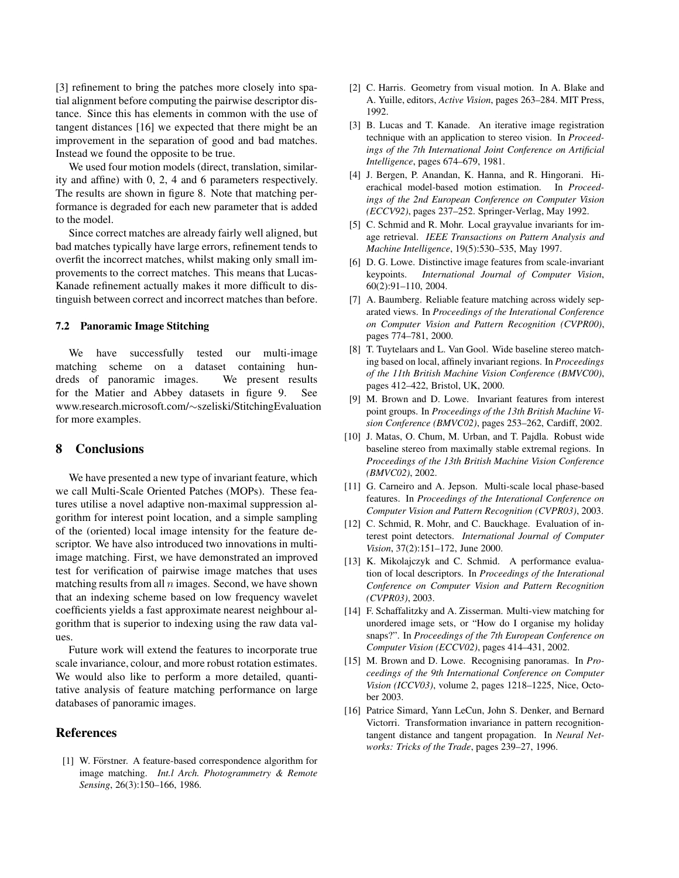[3] refinement to bring the patches more closely into spatial alignment before computing the pairwise descriptor distance. Since this has elements in common with the use of tangent distances [16] we expected that there might be an improvement in the separation of good and bad matches. Instead we found the opposite to be true.

We used four motion models (direct, translation, similarity and affine) with 0, 2, 4 and 6 parameters respectively. The results are shown in figure 8. Note that matching performance is degraded for each new parameter that is added to the model.

Since correct matches are already fairly well aligned, but bad matches typically have large errors, refinement tends to overfit the incorrect matches, whilst making only small improvements to the correct matches. This means that Lucas-Kanade refinement actually makes it more difficult to distinguish between correct and incorrect matches than before.

### 7.2 Panoramic Image Stitching

We have successfully tested our multi-image matching scheme on a dataset containing hundreds of panoramic images. We present results for the Matier and Abbey datasets in figure 9. See www.research.microsoft.com/∼szeliski/StitchingEvaluation for more examples.

## 8 Conclusions

We have presented a new type of invariant feature, which we call Multi-Scale Oriented Patches (MOPs). These features utilise a novel adaptive non-maximal suppression algorithm for interest point location, and a simple sampling of the (oriented) local image intensity for the feature descriptor. We have also introduced two innovations in multi-image matching. First, we have demonstrated an improved test for verification of pairwise image matches that uses matching results from all $n$ images. Second, we have shown that an indexing scheme based on low frequency wavelet coefficients yields a fast approximate nearest neighbour algorithm that is superior to indexing using the raw data values.

Future work will extend the features to incorporate true scale invariance, colour, and more robust rotation estimates. We would also like to perform a more detailed, quantitative analysis of feature matching performance on large databases of panoramic images.

## References

[1] W. Förstner. A feature-based correspondence algorithm for image matching. *Int.l Arch. Photogrammetry & Remote Sensing*, 26(3):150–166, 1986.

[2] C. Harris. Geometry from visual motion. In A. Blake and A. Yuille, editors, *Active Vision*, pages 263–284. MIT Press, 1992.

[3] B. Lucas and T. Kanade. An iterative image registration technique with an application to stereo vision. In *Proceedings of the 7th International Joint Conference on Artificial Intelligence*, pages 674–679, 1981.

[4] J. Bergen, P. Anandan, K. Hanna, and R. Hingorani. Hierachical model-based motion estimation. In *Proceedings of the 2nd European Conference on Computer Vision (ECCV92)*, pages 237–252. Springer-Verlag, May 1992.

[5] C. Schmid and R. Mohr. Local grayvalue invariants for image retrieval. *IEEE Transactions on Pattern Analysis and Machine Intelligence*, 19(5):530–535, May 1997.

[6] D. G. Lowe. Distinctive image features from scale-invariant keypoints. *International Journal of Computer Vision*, 60(2):91–110, 2004.

[7] A. Baumberg. Reliable feature matching across widely separated views. In *Proceedings of the Interational Conference on Computer Vision and Pattern Recognition (CVPR00)*, pages 774–781, 2000.

[8] T. Tuytelaars and L. Van Gool. Wide baseline stereo matching based on local, affinely invariant regions. In *Proceedings of the 11th British Machine Vision Conference (BMVC00)*, pages 412–422, Bristol, UK, 2000.

[9] M. Brown and D. Lowe. Invariant features from interest point groups. In *Proceedings of the 13th British Machine Vision Conference (BMVC02)*, pages 253–262, Cardiff, 2002.

[10] J. Matas, O. Chum, M. Urban, and T. Pajdla. Robust wide baseline stereo from maximally stable extremal regions. In *Proceedings of the 13th British Machine Vision Conference (BMVC02)*, 2002.

[11] G. Carneiro and A. Jepson. Multi-scale local phase-based features. In *Proceedings of the Interational Conference on Computer Vision and Pattern Recognition (CVPR03)*, 2003.

[12] C. Schmid, R. Mohr, and C. Bauckhage. Evaluation of interest point detectors. *International Journal of Computer Vision*, 37(2):151–172, June 2000.

[13] K. Mikolajczyk and C. Schmid. A performance evaluation of local descriptors. In *Proceedings of the Interational Conference on Computer Vision and Pattern Recognition (CVPR03)*, 2003.

[14] F. Schaffalitzky and A. Zisserman. Multi-view matching for unordered image sets, or "How do I organise my holiday snaps?". In *Proceedings of the 7th European Conference on Computer Vision (ECCV02)*, pages 414–431, 2002.

[15] M. Brown and D. Lowe. Recognising panoramas. In *Proceedings of the 9th International Conference on Computer Vision (ICCV03)*, volume 2, pages 1218–1225, Nice, October 2003.

[16] Patrice Simard, Yann LeCun, John S. Denker, and Bernard Victorri. Transformation invariance in pattern recognition-tangent distance and tangent propagation. In *Neural Networks: Tricks of the Trade*, pages 239–27, 1996.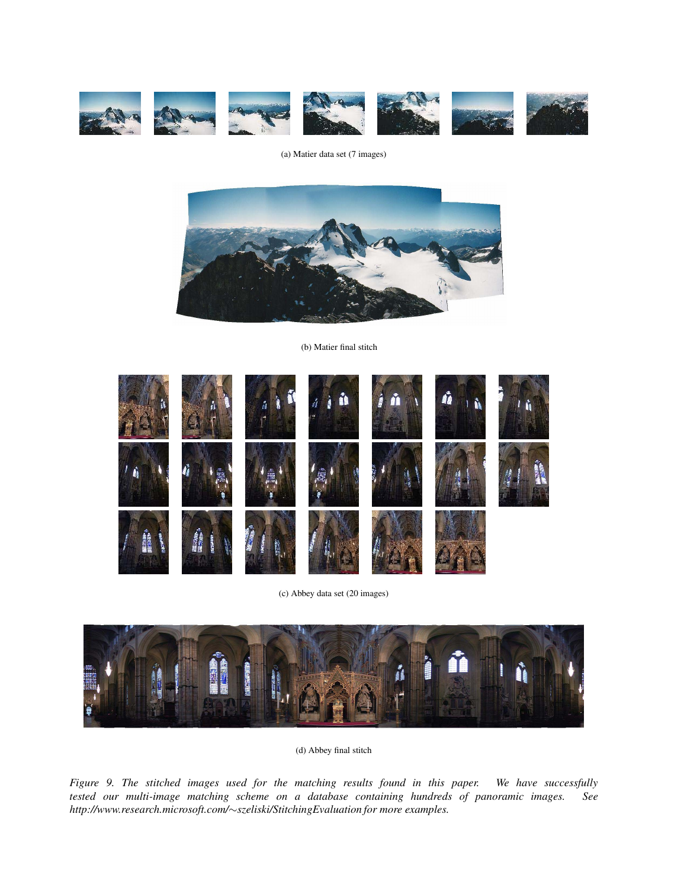(a) Matier data set (7 images)

(b) Matier final stitch

(c) Abbey data set (20 images)

(d) Abbey final stitch

*Figure 9. The stitched images used for the matching results found in this paper. We have successfully tested our multi-image matching scheme on a database containing hundreds of panoramic images. See http://www.research.microsoft.com/∼szeliski/StitchingEvaluation for more examples.*